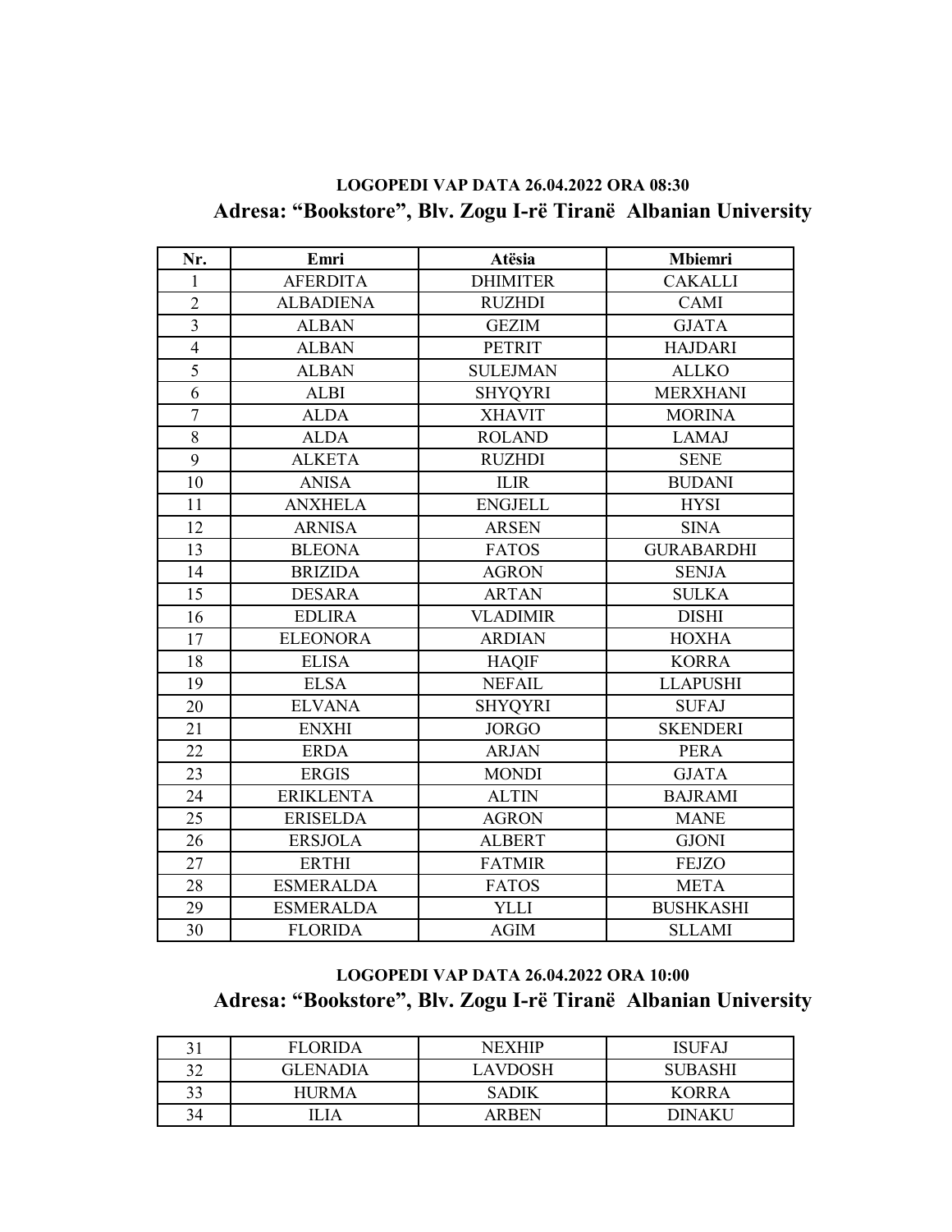**LOGOPEDI VAP DATA 26.04.2022 ORA 08:30**

**Adresa: "Bookstore", Blv. Zogu I-rë Tiranë Albanian University**

| Nr. | Emri | Atësia | Mbiemri |
|---|---|---|---|
| 1 | AFERDITA | DHIMITER | CAKALLI |
| 2 | ALBADIENA | RUZHDI | CAMI |
| 3 | ALBAN | GEZIM | GJATA |
| 4 | ALBAN | PETRIT | HAJDARI |
| 5 | ALBAN | SULEJMAN | ALLKO |
| 6 | ALBI | SHYQYRI | MERXHANI |
| 7 | ALDA | XHAVIT | MORINA |
| 8 | ALDA | ROLAND | LAMAJ |
| 9 | ALKETA | RUZHDI | SENE |
| 10 | ANISA | ILIR | BUDANI |
| 11 | ANXHELA | ENGJELL | HYSI |
| 12 | ARNISA | ARSEN | SINA |
| 13 | BLEONA | FATOS | GURABARDHI |
| 14 | BRIZIDA | AGRON | SENJA |
| 15 | DESARA | ARTAN | SULKA |
| 16 | EDLIRA | VLADIMIR | DISHI |
| 17 | ELEONORA | ARDIAN | HOXHA |
| 18 | ELISA | HAQIF | KORRA |
| 19 | ELSA | NEFAIL | LLAPUSHI |
| 20 | ELVANA | SHYQYRI | SUFAJ |
| 21 | ENXHI | JORGO | SKENDERI |
| 22 | ERDA | ARJAN | PERA |
| 23 | ERGIS | MONDI | GJATA |
| 24 | ERIKLENTA | ALTIN | BAJRAMI |
| 25 | ERISELDA | AGRON | MANE |
| 26 | ERSJOLA | ALBERT | GJONI |
| 27 | ERTHI | FATMIR | FEJZO |
| 28 | ESMERALDA | FATOS | META |
| 29 | ESMERALDA | YLLI | BUSHKASHI |
| 30 | FLORIDA | AGIM | SLLAMI |

**LOGOPEDI VAP DATA 26.04.2022 ORA 10:00**

**Adresa: "Bookstore", Blv. Zogu I-rë Tiranë Albanian University**

| | | | |
|---|---|---|---|
| 31 | FLORIDA | NEXHIP | ISUFAJ |
| 32 | GLENADIA | LAVDOSH | SUBASHI |
| 33 | HURMA | SADIK | KORRA |
| 34 | ILIA | ARBEN | DINAKU |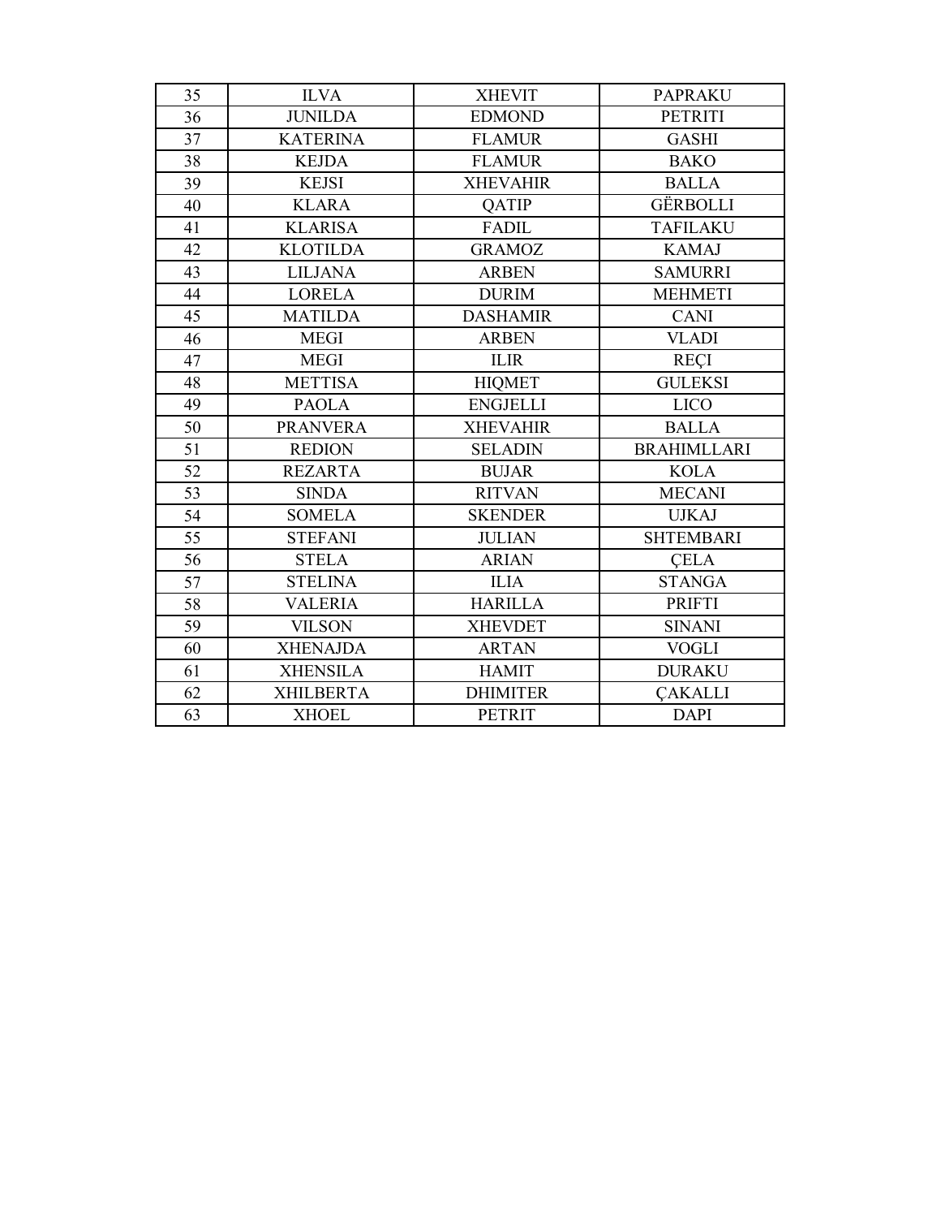| | | | |
|---|---|---|---|
| 35 | ILVA | XHEVIT | PAPRAKU |
| 36 | JUNILDA | EDMOND | PETRITI |
| 37 | KATERINA | FLAMUR | GASHI |
| 38 | KEJDA | FLAMUR | BAKO |
| 39 | KEJSI | XHEVAHIR | BALLA |
| 40 | KLARA | QATIP | GËRBOLLI |
| 41 | KLARISA | FADIL | TAFILAKU |
| 42 | KLOTILDA | GRAMOZ | KAMAJ |
| 43 | LILJANA | ARBEN | SAMURRI |
| 44 | LORELA | DURIM | MEHMETI |
| 45 | MATILDA | DASHAMIR | CANI |
| 46 | MEGI | ARBEN | VLADI |
| 47 | MEGI | ILIR | REÇI |
| 48 | METTISA | HIQMET | GULEKSI |
| 49 | PAOLA | ENGJELLI | LICO |
| 50 | PRANVERA | XHEVAHIR | BALLA |
| 51 | REDION | SELADIN | BRAHIMLLARI |
| 52 | REZARTA | BUJAR | KOLA |
| 53 | SINDA | RITVAN | MECANI |
| 54 | SOMELA | SKENDER | UJKAJ |
| 55 | STEFANI | JULIAN | SHTEMBARI |
| 56 | STELA | ARIAN | ÇELA |
| 57 | STELINA | ILIA | STANGA |
| 58 | VALERIA | HARILLA | PRIFTI |
| 59 | VILSON | XHEVDET | SINANI |
| 60 | XHENAJDA | ARTAN | VOGLI |
| 61 | XHENSILA | HAMIT | DURAKU |
| 62 | XHILBERTA | DHIMITER | ÇAKALLI |
| 63 | XHOEL | PETRIT | DAPI |